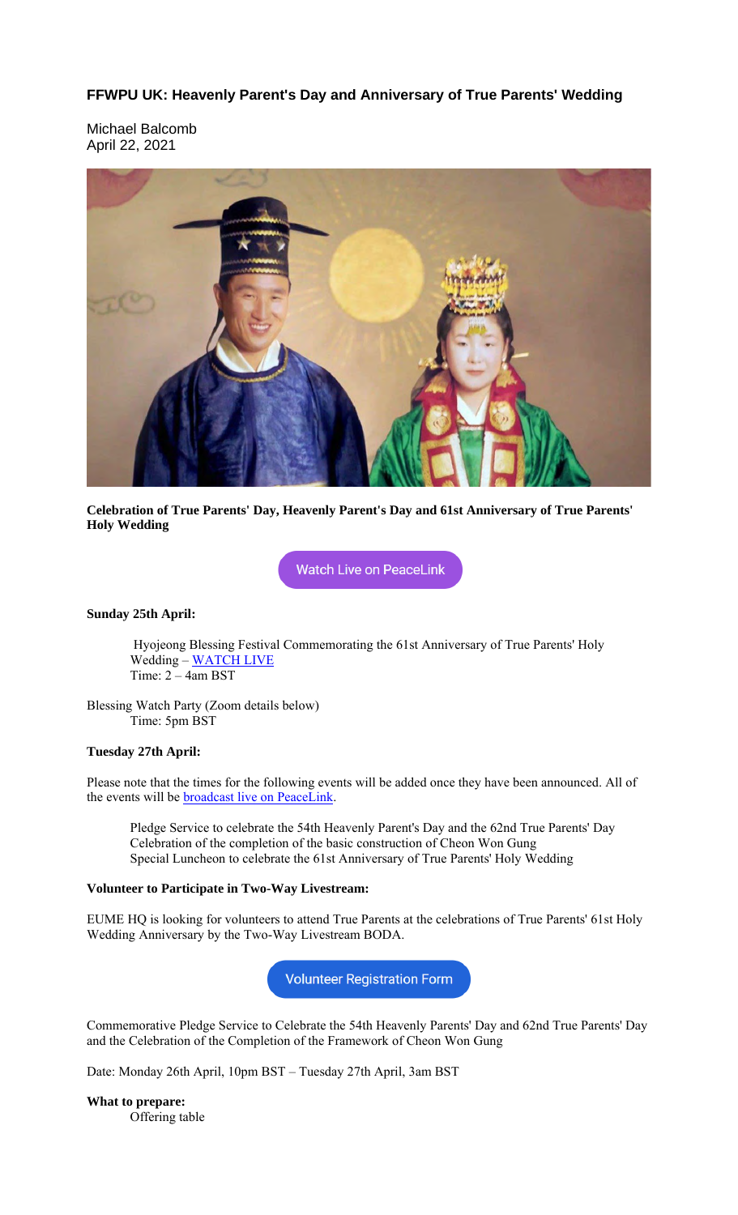## FFWPU UK: Heavenly Parent's Day and Anniversary of True Parents' Wedding

Michael Balcomb
April 22, 2021

**Celebration of True Parents' Day, Heavenly Parent's Day and 61st Anniversary of True Parents' Holy Wedding**

Watch Live on PeaceLink

**Sunday 25th April:**

Hyojeong Blessing Festival Commemorating the 61st Anniversary of True Parents' Holy Wedding – WATCH LIVE
Time: 2 – 4am BST

Blessing Watch Party (Zoom details below)
Time: 5pm BST

**Tuesday 27th April:**

Please note that the times for the following events will be added once they have been announced. All of the events will be broadcast live on PeaceLink.

Pledge Service to celebrate the 54th Heavenly Parent's Day and the 62nd True Parents' Day
Celebration of the completion of the basic construction of Cheon Won Gung
Special Luncheon to celebrate the 61st Anniversary of True Parents' Holy Wedding

**Volunteer to Participate in Two-Way Livestream:**

EUME HQ is looking for volunteers to attend True Parents at the celebrations of True Parents' 61st Holy Wedding Anniversary by the Two-Way Livestream BODA.

Volunteer Registration Form

Commemorative Pledge Service to Celebrate the 54th Heavenly Parents' Day and 62nd True Parents' Day and the Celebration of the Completion of the Framework of Cheon Won Gung

Date: Monday 26th April, 10pm BST – Tuesday 27th April, 3am BST

**What to prepare:**
Offering table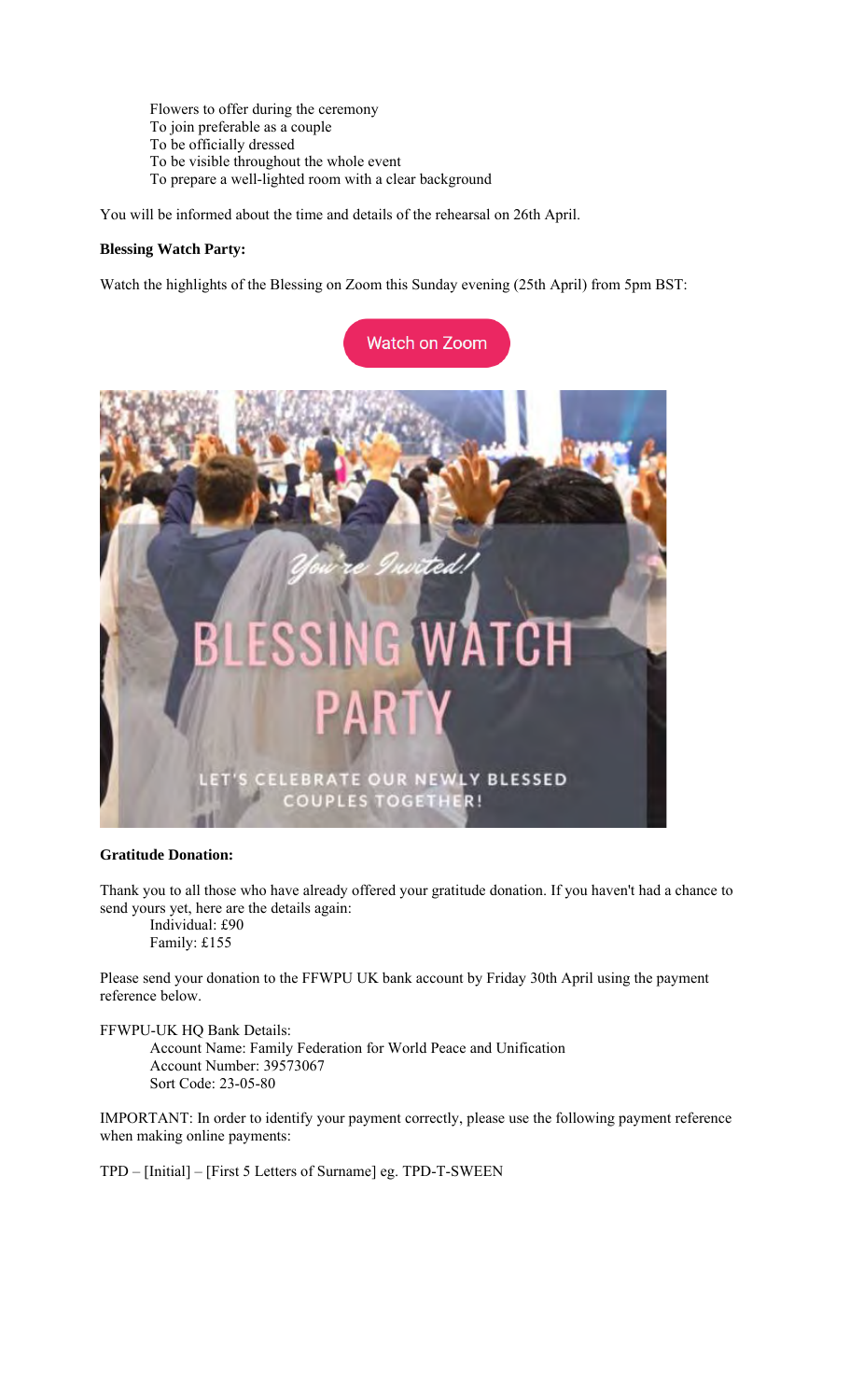- Flowers to offer during the ceremony
- To join preferable as a couple
- To be officially dressed
- To be visible throughout the whole event
- To prepare a well-lighted room with a clear background

You will be informed about the time and details of the rehearsal on 26th April.

**Blessing Watch Party:**

Watch the highlights of the Blessing on Zoom this Sunday evening (25th April) from 5pm BST:

Watch on Zoom

**Gratitude Donation:**

Thank you to all those who have already offered your gratitude donation. If you haven't had a chance to send yours yet, here are the details again:

- Individual: £90
- Family: £155

Please send your donation to the FFWPU UK bank account by Friday 30th April using the payment reference below.

FFWPU-UK HQ Bank Details:

- Account Name: Family Federation for World Peace and Unification
- Account Number: 39573067
- Sort Code: 23-05-80

IMPORTANT: In order to identify your payment correctly, please use the following payment reference when making online payments:

TPD – [Initial] – [First 5 Letters of Surname] eg. TPD-T-SWEEN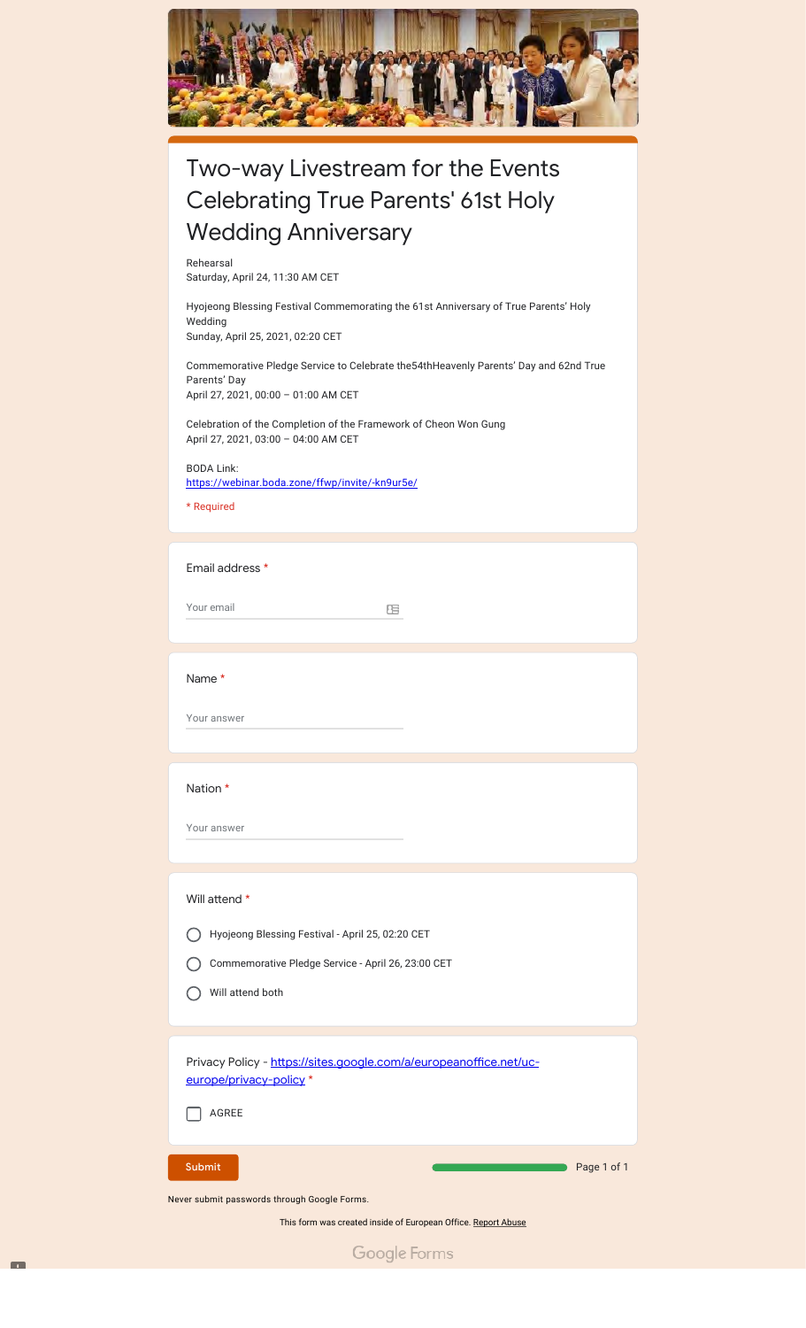# Two-way Livestream for the Events Celebrating True Parents' 61st Holy Wedding Anniversary

Rehearsal
Saturday, April 24, 11:30 AM CET

Hyojeong Blessing Festival Commemorating the 61st Anniversary of True Parents' Holy Wedding
Sunday, April 25, 2021, 02:20 CET

Commemorative Pledge Service to Celebrate the54thHeavenly Parents' Day and 62nd True Parents' Day
April 27, 2021, 00:00 – 01:00 AM CET

Celebration of the Completion of the Framework of Cheon Won Gung
April 27, 2021, 03:00 – 04:00 AM CET

BODA Link:
https://webinar.boda.zone/ffwp/invite/-kn9ur5e/

* Required

Email address *

Your email

Name *

Your answer

Nation *

Your answer

Will attend *

- ◯ Hyojeong Blessing Festival - April 25, 02:20 CET
- ◯ Commemorative Pledge Service - April 26, 23:00 CET
- ◯ Will attend both

Privacy Policy - https://sites.google.com/a/europeanoffice.net/uc-europe/privacy-policy *

☐ AGREE

Submit

Never submit passwords through Google Forms.

This form was created inside of European Office. Report Abuse

Google Forms